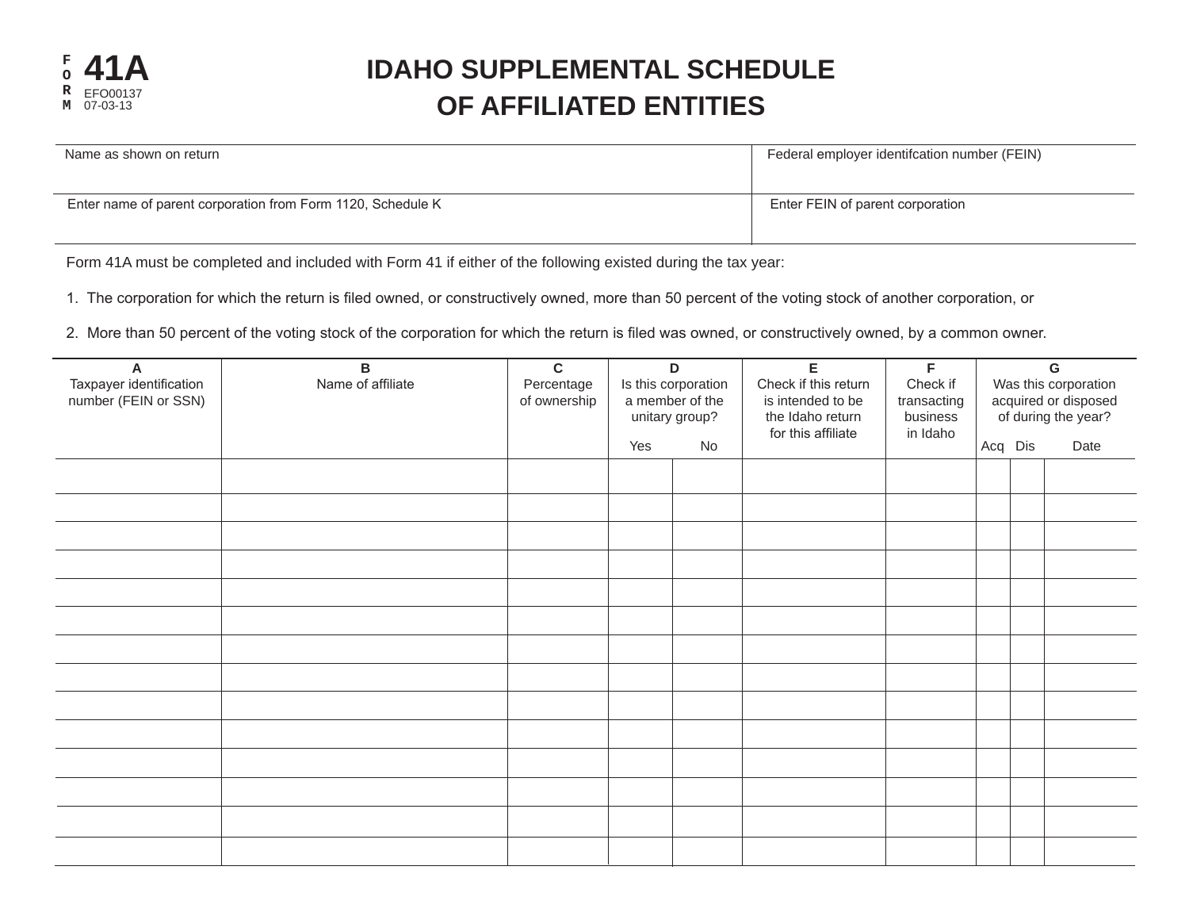FORM **41A**
EFO00137
07-03-13

# IDAHO SUPPLEMENTAL SCHEDULE OF AFFILIATED ENTITIES

| Name as shown on return | Federal employer identifcation number (FEIN) |
|---|---|
| Enter name of parent corporation from Form 1120, Schedule K | Enter FEIN of parent corporation |

Form 41A must be completed and included with Form 41 if either of the following existed during the tax year:

1. The corporation for which the return is filed owned, or constructively owned, more than 50 percent of the voting stock of another corporation, or
2. More than 50 percent of the voting stock of the corporation for which the return is filed was owned, or constructively owned, by a common owner.

| A<br>Taxpayer identification number (FEIN or SSN) | B<br>Name of affiliate | C<br>Percentage of ownership | D<br>Is this corporation a member of the unitary group? | | E<br>Check if this return is intended to be the Idaho return for this affiliate | F<br>Check if transacting business in Idaho | G<br>Was this corporation acquired or disposed of during the year? | | |
|---|---|---|---|---|---|---|---|---|---|
| | | | Yes | No | | | Acq | Dis | Date |
| | | | | | | | | | |
| | | | | | | | | | |
| | | | | | | | | | |
| | | | | | | | | | |
| | | | | | | | | | |
| | | | | | | | | | |
| | | | | | | | | | |
| | | | | | | | | | |
| | | | | | | | | | |
| | | | | | | | | | |
| | | | | | | | | | |
| | | | | | | | | | |
| | | | | | | | | | |
| | | | | | | | | | |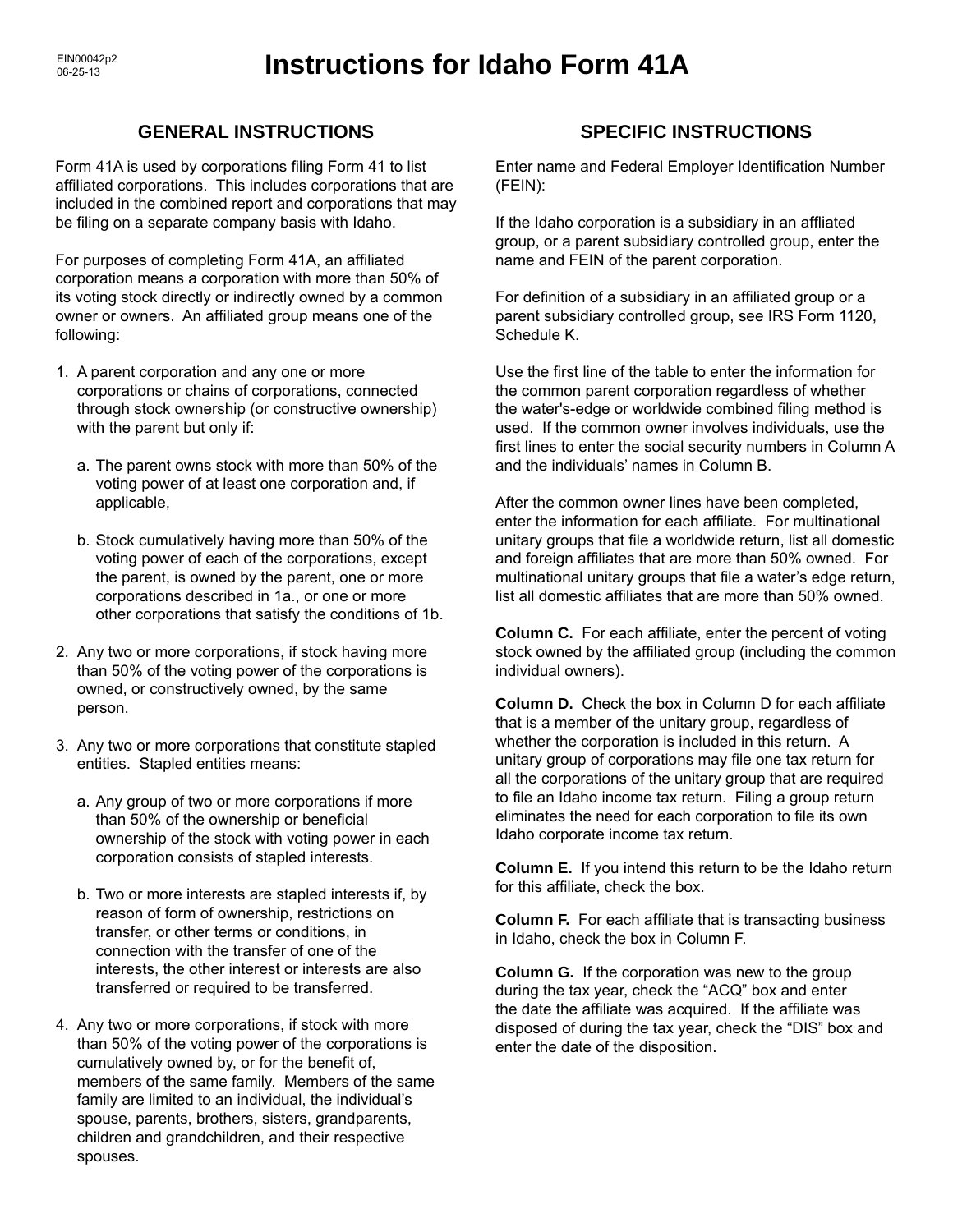# Instructions for Idaho Form 41A

## GENERAL INSTRUCTIONS

Form 41A is used by corporations filing Form 41 to list affiliated corporations. This includes corporations that are included in the combined report and corporations that may be filing on a separate company basis with Idaho.

For purposes of completing Form 41A, an affiliated corporation means a corporation with more than 50% of its voting stock directly or indirectly owned by a common owner or owners. An affiliated group means one of the following:

1. A parent corporation and any one or more corporations or chains of corporations, connected through stock ownership (or constructive ownership) with the parent but only if:

   a. The parent owns stock with more than 50% of the voting power of at least one corporation and, if applicable,

   b. Stock cumulatively having more than 50% of the voting power of each of the corporations, except the parent, is owned by the parent, one or more corporations described in 1a., or one or more other corporations that satisfy the conditions of 1b.

2. Any two or more corporations, if stock having more than 50% of the voting power of the corporations is owned, or constructively owned, by the same person.

3. Any two or more corporations that constitute stapled entities. Stapled entities means:

   a. Any group of two or more corporations if more than 50% of the ownership or beneficial ownership of the stock with voting power in each corporation consists of stapled interests.

   b. Two or more interests are stapled interests if, by reason of form of ownership, restrictions on transfer, or other terms or conditions, in connection with the transfer of one of the interests, the other interest or interests are also transferred or required to be transferred.

4. Any two or more corporations, if stock with more than 50% of the voting power of the corporations is cumulatively owned by, or for the benefit of, members of the same family. Members of the same family are limited to an individual, the individual's spouse, parents, brothers, sisters, grandparents, children and grandchildren, and their respective spouses.

## SPECIFIC INSTRUCTIONS

Enter name and Federal Employer Identification Number (FEIN):

If the Idaho corporation is a subsidiary in an affliated group, or a parent subsidiary controlled group, enter the name and FEIN of the parent corporation.

For definition of a subsidiary in an affiliated group or a parent subsidiary controlled group, see IRS Form 1120, Schedule K.

Use the first line of the table to enter the information for the common parent corporation regardless of whether the water's-edge or worldwide combined filing method is used. If the common owner involves individuals, use the first lines to enter the social security numbers in Column A and the individuals' names in Column B.

After the common owner lines have been completed, enter the information for each affiliate. For multinational unitary groups that file a worldwide return, list all domestic and foreign affiliates that are more than 50% owned. For multinational unitary groups that file a water's edge return, list all domestic affiliates that are more than 50% owned.

**Column C.** For each affiliate, enter the percent of voting stock owned by the affiliated group (including the common individual owners).

**Column D.** Check the box in Column D for each affiliate that is a member of the unitary group, regardless of whether the corporation is included in this return. A unitary group of corporations may file one tax return for all the corporations of the unitary group that are required to file an Idaho income tax return. Filing a group return eliminates the need for each corporation to file its own Idaho corporate income tax return.

**Column E.** If you intend this return to be the Idaho return for this affiliate, check the box.

**Column F.** For each affiliate that is transacting business in Idaho, check the box in Column F.

**Column G.** If the corporation was new to the group during the tax year, check the "ACQ" box and enter the date the affiliate was acquired. If the affiliate was disposed of during the tax year, check the "DIS" box and enter the date of the disposition.